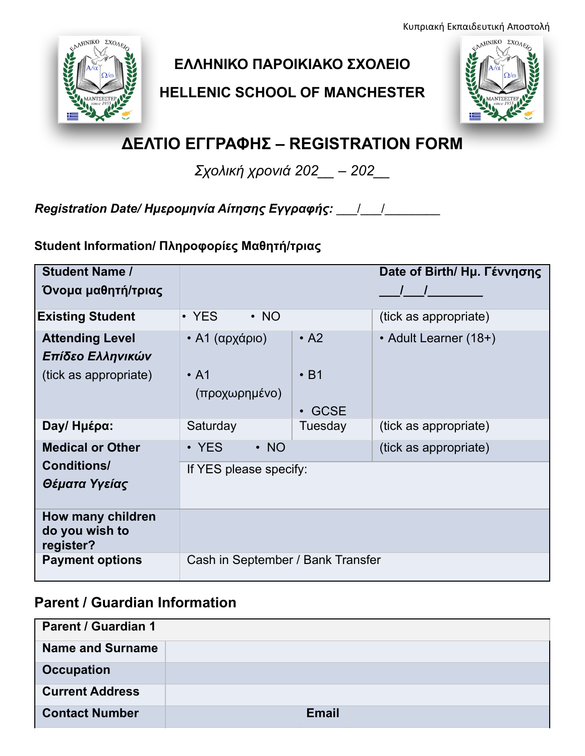Κυπριακή Εκπαιδευτική Αποστολή

# ΕΛΛΗΝΙΚΟ ΠΑΡΟΙΚΙΑΚΟ ΣΧΟΛΕΙΟ

# HELLENIC SCHOOL OF MANCHESTER

## ΔΕΛΤΙΟ ΕΓΓΡΑΦΗΣ – REGISTRATION FORM

*Σχολική χρονιά 202__ – 202__*

***Registration Date/ Ημερομηνία Αίτησης Εγγραφής:*** ___/___/________

**Student Information/ Πληροφορίες Μαθητή/τριας**

| **Student Name / Όνομα μαθητή/τριας** | | | **Date of Birth/ Ημ. Γέννησης** ___/___/________ |
|---|---|---|---|
| **Existing Student** | • YES • NO | | (tick as appropriate) |
| **Attending Level** ***Επίδεο Ελληνικών*** (tick as appropriate) | • A1 (αρχάριο) • A1 (προχωρημένο) | • A2 • B1 • GCSE | • Adult Learner (18+) |
| **Day/ Ημέρα:** | Saturday | Tuesday | (tick as appropriate) |
| **Medical or Other Conditions/** ***Θέματα Υγείας*** | • YES • NO | | (tick as appropriate) |
| | If YES please specify: | | |
| **How many children do you wish to register?** | | | |
| **Payment options** | Cash in September / Bank Transfer | | |

## Parent / Guardian Information

| **Parent / Guardian 1** | | | |
|---|---|---|---|
| **Name and Surname** | | | |
| **Occupation** | | | |
| **Current Address** | | | |
| **Contact Number** | | **Email** | |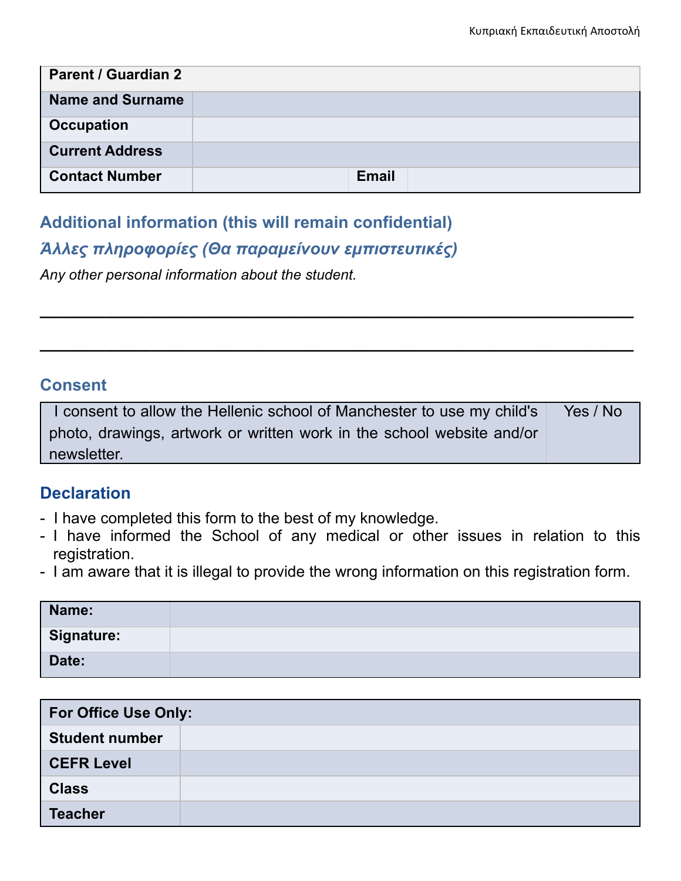| Parent / Guardian 2 | | | |
|---|---|---|---|
| Name and Surname | | | |
| Occupation | | | |
| Current Address | | | |
| Contact Number | | Email | |

## Additional information (this will remain confidential)

## *Άλλες πληροφορίες (Θα παραμείνουν εμπιστευτικές)*

*Any other personal information about the student.*

\_\_\_\_\_\_\_\_\_\_\_\_\_\_\_\_\_\_\_\_\_\_\_\_\_\_\_\_\_\_\_\_\_\_\_\_\_\_\_\_\_\_\_\_\_\_\_\_\_\_\_\_\_\_\_\_\_\_\_\_\_\_\_\_\_\_\_\_

\_\_\_\_\_\_\_\_\_\_\_\_\_\_\_\_\_\_\_\_\_\_\_\_\_\_\_\_\_\_\_\_\_\_\_\_\_\_\_\_\_\_\_\_\_\_\_\_\_\_\_\_\_\_\_\_\_\_\_\_\_\_\_\_\_\_\_\_

## Consent

| | |
|---|---|
| I consent to allow the Hellenic school of Manchester to use my child's photo, drawings, artwork or written work in the school website and/or newsletter. | Yes / No |

## Declaration

- I have completed this form to the best of my knowledge.
- I have informed the School of any medical or other issues in relation to this registration.
- I am aware that it is illegal to provide the wrong information on this registration form.

| | |
|---|---|
| Name: | |
| Signature: | |
| Date: | |

| For Office Use Only: | |
|---|---|
| Student number | |
| CEFR Level | |
| Class | |
| Teacher | |